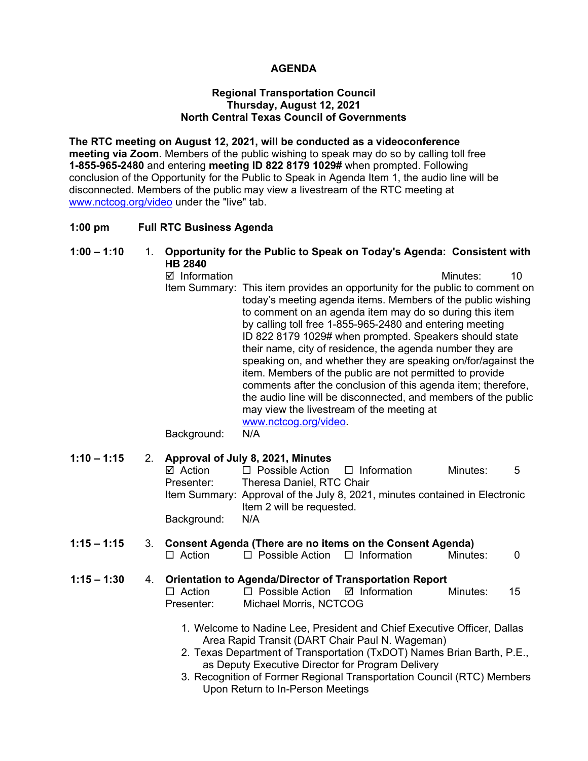# AGENDA

**Regional Transportation Council**
**Thursday, August 12, 2021**
**North Central Texas Council of Governments**

**The RTC meeting on August 12, 2021, will be conducted as a videoconference meeting via Zoom.** Members of the public wishing to speak may do so by calling toll free **1-855-965-2480** and entering **meeting ID 822 8179 1029#** when prompted. Following conclusion of the Opportunity for the Public to Speak in Agenda Item 1, the audio line will be disconnected. Members of the public may view a livestream of the RTC meeting at www.nctcog.org/video under the "live" tab.

**1:00 pm Full RTC Business Agenda**

**1:00 – 1:10 1. Opportunity for the Public to Speak on Today's Agenda: Consistent with HB 2840**

☑ Information Minutes: 10

Item Summary: This item provides an opportunity for the public to comment on today's meeting agenda items. Members of the public wishing to comment on an agenda item may do so during this item by calling toll free 1-855-965-2480 and entering meeting ID 822 8179 1029# when prompted. Speakers should state their name, city of residence, the agenda number they are speaking on, and whether they are speaking on/for/against the item. Members of the public are not permitted to provide comments after the conclusion of this agenda item; therefore, the audio line will be disconnected, and members of the public may view the livestream of the meeting at www.nctcog.org/video.

Background: N/A

**1:10 – 1:15 2. Approval of July 8, 2021, Minutes**

☑ Action ☐ Possible Action ☐ Information Minutes: 5

Presenter: Theresa Daniel, RTC Chair

Item Summary: Approval of the July 8, 2021, minutes contained in Electronic Item 2 will be requested.

Background: N/A

**1:15 – 1:15 3. Consent Agenda (There are no items on the Consent Agenda)**

☐ Action ☐ Possible Action ☐ Information Minutes: 0

**1:15 – 1:30 4. Orientation to Agenda/Director of Transportation Report**

☐ Action ☐ Possible Action ☑ Information Minutes: 15

Presenter: Michael Morris, NCTCOG

1. Welcome to Nadine Lee, President and Chief Executive Officer, Dallas Area Rapid Transit (DART Chair Paul N. Wageman)
2. Texas Department of Transportation (TxDOT) Names Brian Barth, P.E., as Deputy Executive Director for Program Delivery
3. Recognition of Former Regional Transportation Council (RTC) Members Upon Return to In-Person Meetings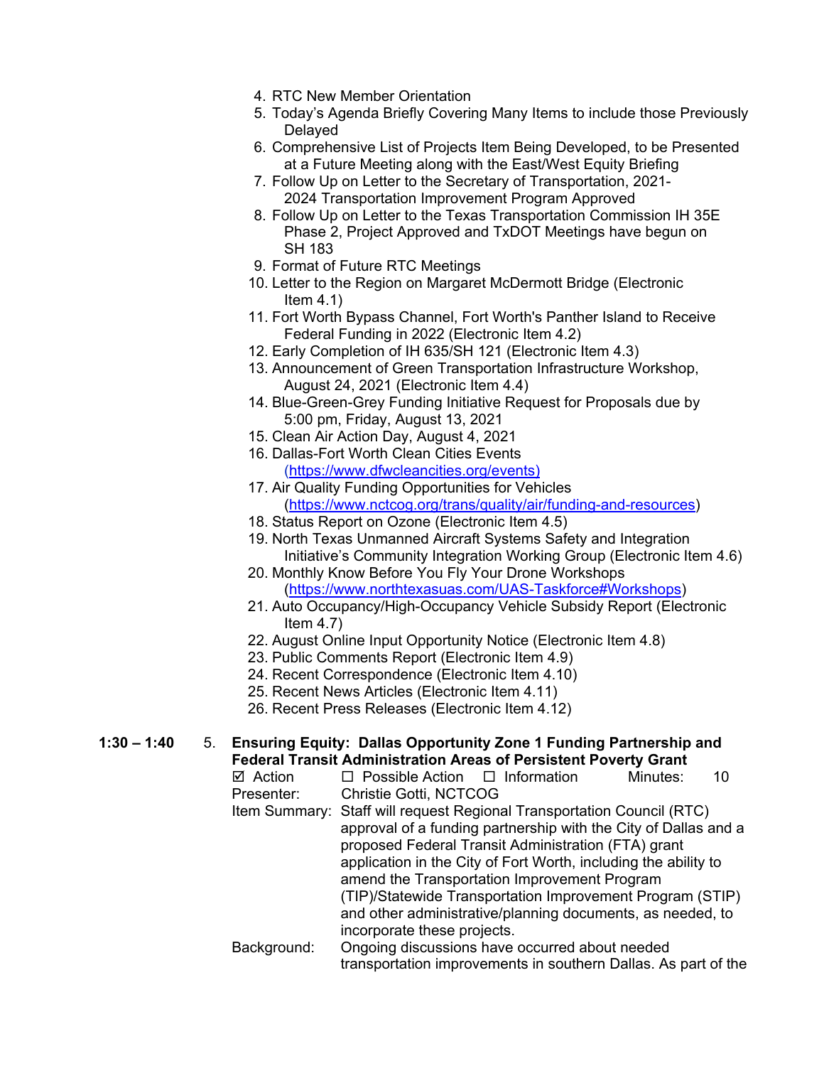4. RTC New Member Orientation
5. Today's Agenda Briefly Covering Many Items to include those Previously Delayed
6. Comprehensive List of Projects Item Being Developed, to be Presented at a Future Meeting along with the East/West Equity Briefing
7. Follow Up on Letter to the Secretary of Transportation, 2021-2024 Transportation Improvement Program Approved
8. Follow Up on Letter to the Texas Transportation Commission IH 35E Phase 2, Project Approved and TxDOT Meetings have begun on SH 183
9. Format of Future RTC Meetings
10. Letter to the Region on Margaret McDermott Bridge (Electronic Item 4.1)
11. Fort Worth Bypass Channel, Fort Worth's Panther Island to Receive Federal Funding in 2022 (Electronic Item 4.2)
12. Early Completion of IH 635/SH 121 (Electronic Item 4.3)
13. Announcement of Green Transportation Infrastructure Workshop, August 24, 2021 (Electronic Item 4.4)
14. Blue-Green-Grey Funding Initiative Request for Proposals due by 5:00 pm, Friday, August 13, 2021
15. Clean Air Action Day, August 4, 2021
16. Dallas-Fort Worth Clean Cities Events (https://www.dfwcleancities.org/events)
17. Air Quality Funding Opportunities for Vehicles (https://www.nctcog.org/trans/quality/air/funding-and-resources)
18. Status Report on Ozone (Electronic Item 4.5)
19. North Texas Unmanned Aircraft Systems Safety and Integration Initiative's Community Integration Working Group (Electronic Item 4.6)
20. Monthly Know Before You Fly Your Drone Workshops (https://www.northtexasuas.com/UAS-Taskforce#Workshops)
21. Auto Occupancy/High-Occupancy Vehicle Subsidy Report (Electronic Item 4.7)
22. August Online Input Opportunity Notice (Electronic Item 4.8)
23. Public Comments Report (Electronic Item 4.9)
24. Recent Correspondence (Electronic Item 4.10)
25. Recent News Articles (Electronic Item 4.11)
26. Recent Press Releases (Electronic Item 4.12)

**1:30 – 1:40** 5. **Ensuring Equity: Dallas Opportunity Zone 1 Funding Partnership and Federal Transit Administration Areas of Persistent Poverty Grant**

☑ Action ☐ Possible Action ☐ Information Minutes: 10

Presenter: Christie Gotti, NCTCOG

Item Summary: Staff will request Regional Transportation Council (RTC) approval of a funding partnership with the City of Dallas and a proposed Federal Transit Administration (FTA) grant application in the City of Fort Worth, including the ability to amend the Transportation Improvement Program (TIP)/Statewide Transportation Improvement Program (STIP) and other administrative/planning documents, as needed, to incorporate these projects.

Background: Ongoing discussions have occurred about needed transportation improvements in southern Dallas. As part of the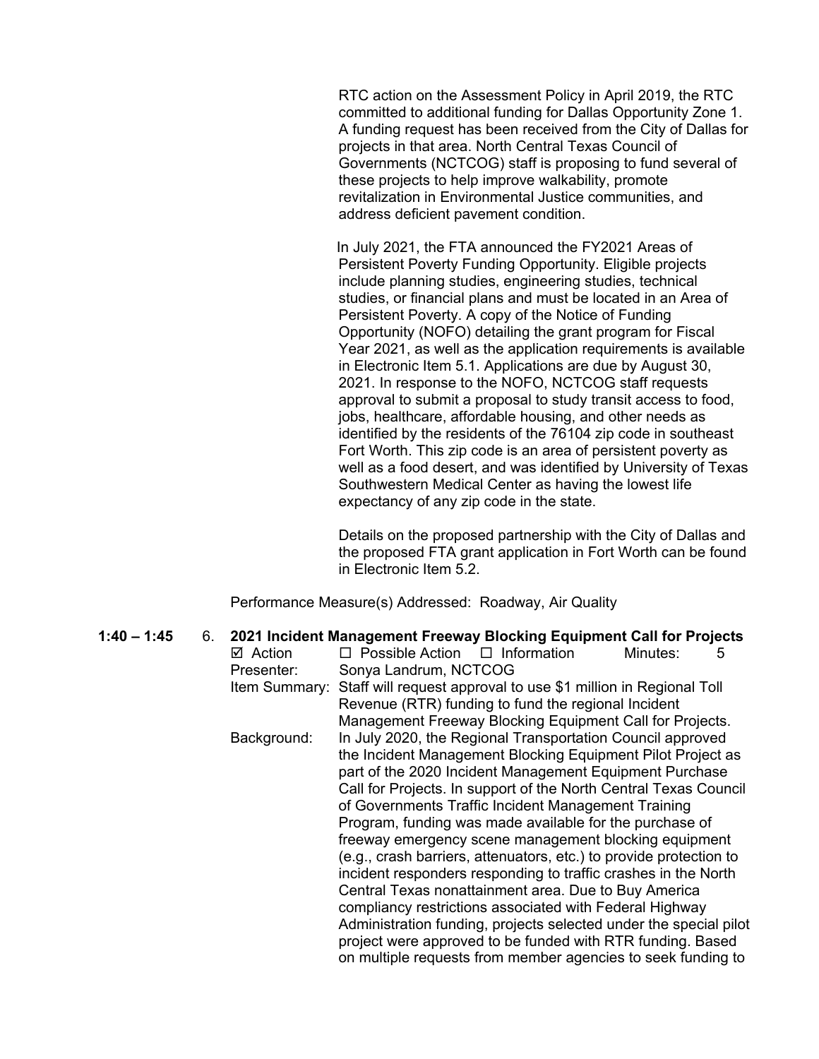RTC action on the Assessment Policy in April 2019, the RTC committed to additional funding for Dallas Opportunity Zone 1. A funding request has been received from the City of Dallas for projects in that area. North Central Texas Council of Governments (NCTCOG) staff is proposing to fund several of these projects to help improve walkability, promote revitalization in Environmental Justice communities, and address deficient pavement condition.

In July 2021, the FTA announced the FY2021 Areas of Persistent Poverty Funding Opportunity. Eligible projects include planning studies, engineering studies, technical studies, or financial plans and must be located in an Area of Persistent Poverty. A copy of the Notice of Funding Opportunity (NOFO) detailing the grant program for Fiscal Year 2021, as well as the application requirements is available in Electronic Item 5.1. Applications are due by August 30, 2021. In response to the NOFO, NCTCOG staff requests approval to submit a proposal to study transit access to food, jobs, healthcare, affordable housing, and other needs as identified by the residents of the 76104 zip code in southeast Fort Worth. This zip code is an area of persistent poverty as well as a food desert, and was identified by University of Texas Southwestern Medical Center as having the lowest life expectancy of any zip code in the state.

Details on the proposed partnership with the City of Dallas and the proposed FTA grant application in Fort Worth can be found in Electronic Item 5.2.

Performance Measure(s) Addressed: Roadway, Air Quality

**1:40 – 1:45** 6. **2021 Incident Management Freeway Blocking Equipment Call for Projects**

☑ Action ☐ Possible Action ☐ Information Minutes: 5

Presenter: Sonya Landrum, NCTCOG

Item Summary: Staff will request approval to use $1 million in Regional Toll Revenue (RTR) funding to fund the regional Incident Management Freeway Blocking Equipment Call for Projects.

Background: In July 2020, the Regional Transportation Council approved the Incident Management Blocking Equipment Pilot Project as part of the 2020 Incident Management Equipment Purchase Call for Projects. In support of the North Central Texas Council of Governments Traffic Incident Management Training Program, funding was made available for the purchase of freeway emergency scene management blocking equipment (e.g., crash barriers, attenuators, etc.) to provide protection to incident responders responding to traffic crashes in the North Central Texas nonattainment area. Due to Buy America compliancy restrictions associated with Federal Highway Administration funding, projects selected under the special pilot project were approved to be funded with RTR funding. Based on multiple requests from member agencies to seek funding to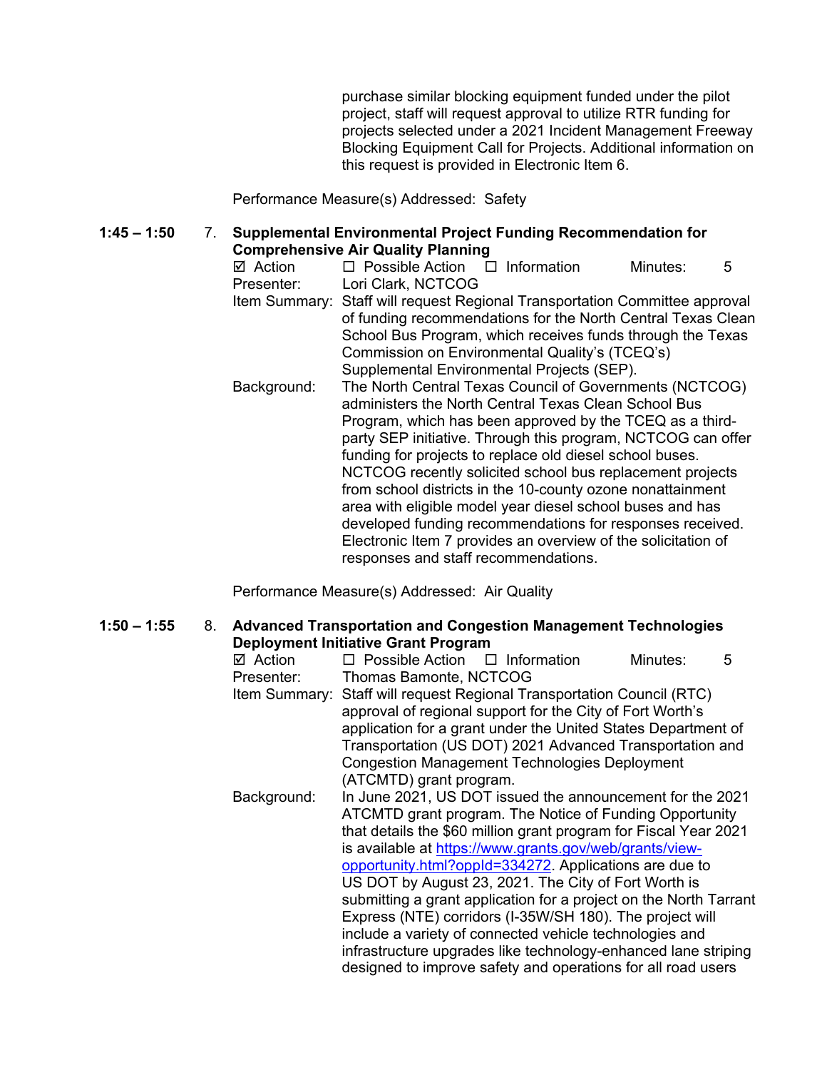purchase similar blocking equipment funded under the pilot project, staff will request approval to utilize RTR funding for projects selected under a 2021 Incident Management Freeway Blocking Equipment Call for Projects. Additional information on this request is provided in Electronic Item 6.

Performance Measure(s) Addressed: Safety

**1:45 – 1:50** 7. **Supplemental Environmental Project Funding Recommendation for Comprehensive Air Quality Planning**

☑ Action ☐ Possible Action ☐ Information Minutes: 5

Presenter: Lori Clark, NCTCOG

Item Summary: Staff will request Regional Transportation Committee approval of funding recommendations for the North Central Texas Clean School Bus Program, which receives funds through the Texas Commission on Environmental Quality's (TCEQ's) Supplemental Environmental Projects (SEP).

Background: The North Central Texas Council of Governments (NCTCOG) administers the North Central Texas Clean School Bus Program, which has been approved by the TCEQ as a third-party SEP initiative. Through this program, NCTCOG can offer funding for projects to replace old diesel school buses. NCTCOG recently solicited school bus replacement projects from school districts in the 10-county ozone nonattainment area with eligible model year diesel school buses and has developed funding recommendations for responses received. Electronic Item 7 provides an overview of the solicitation of responses and staff recommendations.

Performance Measure(s) Addressed: Air Quality

**1:50 – 1:55** 8. **Advanced Transportation and Congestion Management Technologies Deployment Initiative Grant Program**

☑ Action ☐ Possible Action ☐ Information Minutes: 5

Presenter: Thomas Bamonte, NCTCOG

Item Summary: Staff will request Regional Transportation Council (RTC) approval of regional support for the City of Fort Worth's application for a grant under the United States Department of Transportation (US DOT) 2021 Advanced Transportation and Congestion Management Technologies Deployment (ATCMTD) grant program.

Background: In June 2021, US DOT issued the announcement for the 2021 ATCMTD grant program. The Notice of Funding Opportunity that details the $60 million grant program for Fiscal Year 2021 is available at https://www.grants.gov/web/grants/view-opportunity.html?oppId=334272. Applications are due to US DOT by August 23, 2021. The City of Fort Worth is submitting a grant application for a project on the North Tarrant Express (NTE) corridors (I-35W/SH 180). The project will include a variety of connected vehicle technologies and infrastructure upgrades like technology-enhanced lane striping designed to improve safety and operations for all road users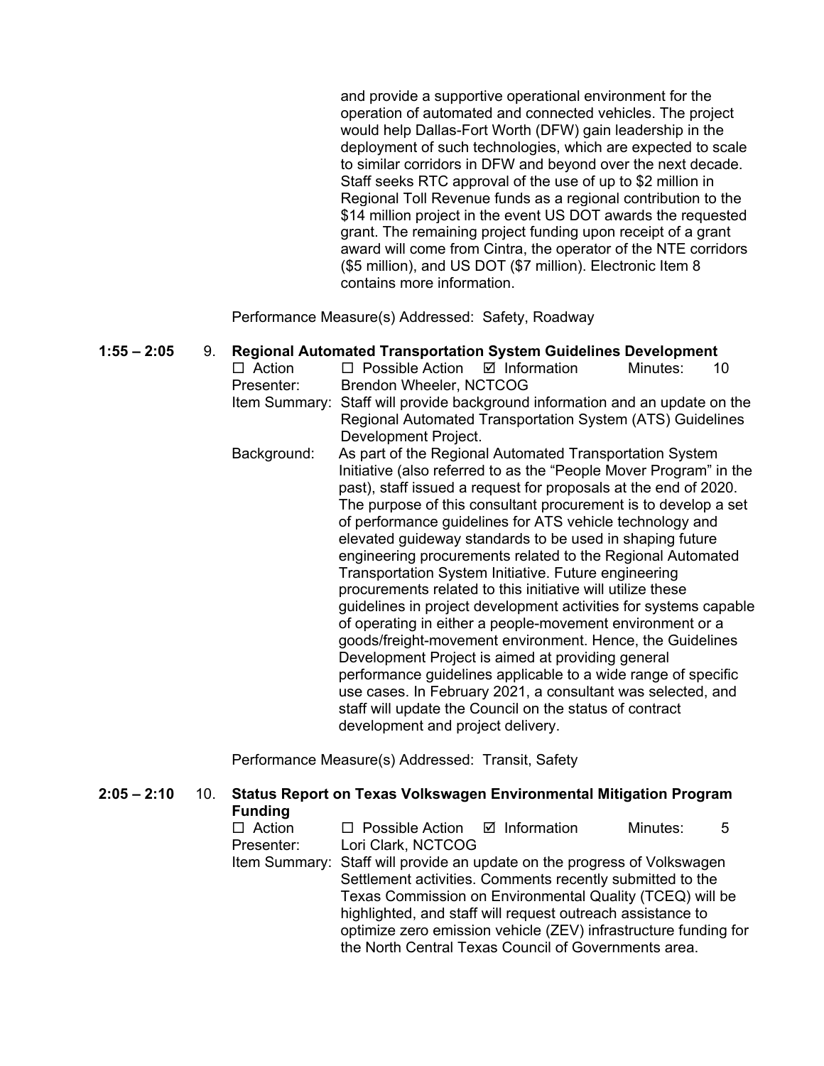and provide a supportive operational environment for the operation of automated and connected vehicles. The project would help Dallas-Fort Worth (DFW) gain leadership in the deployment of such technologies, which are expected to scale to similar corridors in DFW and beyond over the next decade. Staff seeks RTC approval of the use of up to $2 million in Regional Toll Revenue funds as a regional contribution to the $14 million project in the event US DOT awards the requested grant. The remaining project funding upon receipt of a grant award will come from Cintra, the operator of the NTE corridors ($5 million), and US DOT ($7 million). Electronic Item 8 contains more information.

Performance Measure(s) Addressed: Safety, Roadway

**1:55 – 2:05** 9. **Regional Automated Transportation System Guidelines Development**

☐ Action ☐ Possible Action ☑ Information Minutes: 10

Presenter: Brendon Wheeler, NCTCOG

Item Summary: Staff will provide background information and an update on the Regional Automated Transportation System (ATS) Guidelines Development Project.

Background: As part of the Regional Automated Transportation System Initiative (also referred to as the "People Mover Program" in the past), staff issued a request for proposals at the end of 2020. The purpose of this consultant procurement is to develop a set of performance guidelines for ATS vehicle technology and elevated guideway standards to be used in shaping future engineering procurements related to the Regional Automated Transportation System Initiative. Future engineering procurements related to this initiative will utilize these guidelines in project development activities for systems capable of operating in either a people-movement environment or a goods/freight-movement environment. Hence, the Guidelines Development Project is aimed at providing general performance guidelines applicable to a wide range of specific use cases. In February 2021, a consultant was selected, and staff will update the Council on the status of contract development and project delivery.

Performance Measure(s) Addressed: Transit, Safety

**2:05 – 2:10** 10. **Status Report on Texas Volkswagen Environmental Mitigation Program Funding**

☐ Action ☐ Possible Action ☑ Information Minutes: 5

Presenter: Lori Clark, NCTCOG

Item Summary: Staff will provide an update on the progress of Volkswagen Settlement activities. Comments recently submitted to the Texas Commission on Environmental Quality (TCEQ) will be highlighted, and staff will request outreach assistance to optimize zero emission vehicle (ZEV) infrastructure funding for the North Central Texas Council of Governments area.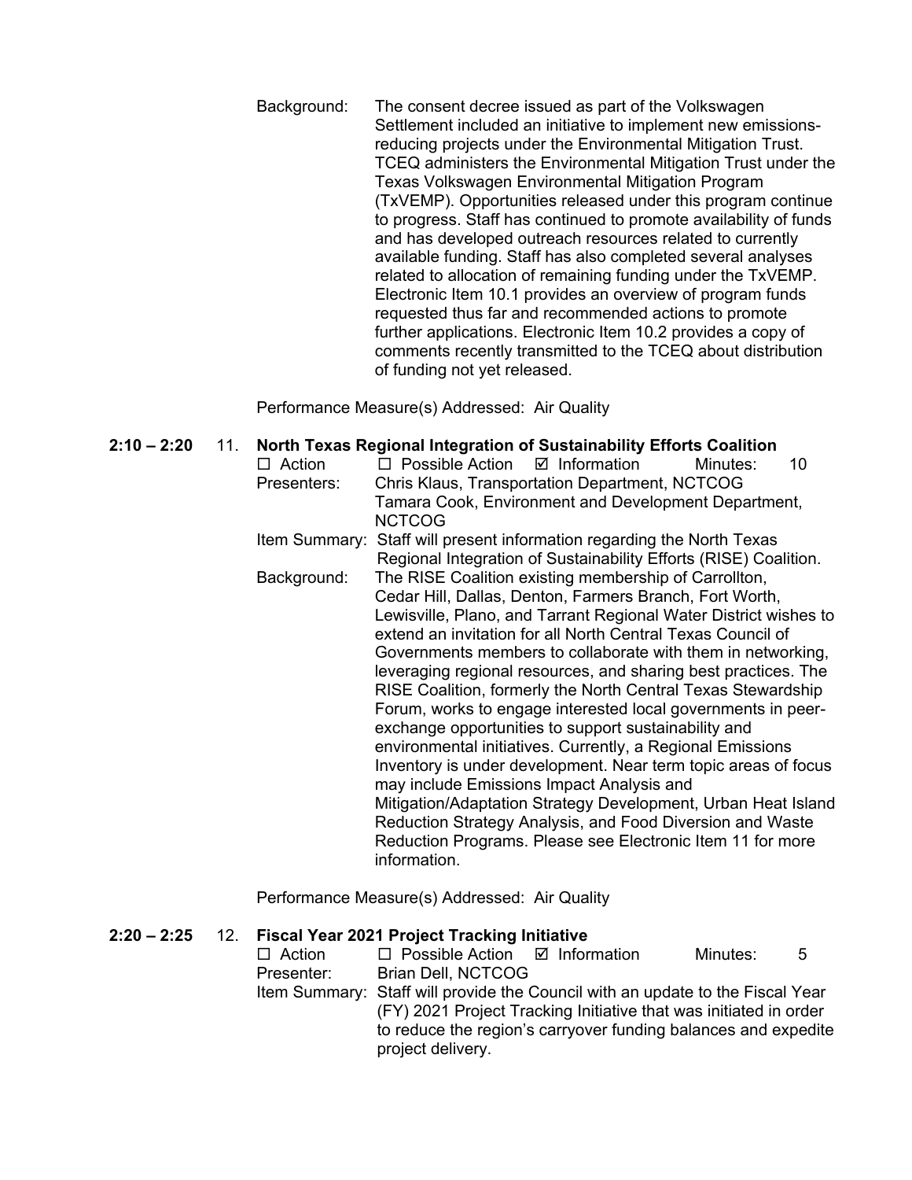Background: The consent decree issued as part of the Volkswagen Settlement included an initiative to implement new emissions-reducing projects under the Environmental Mitigation Trust. TCEQ administers the Environmental Mitigation Trust under the Texas Volkswagen Environmental Mitigation Program (TxVEMP). Opportunities released under this program continue to progress. Staff has continued to promote availability of funds and has developed outreach resources related to currently available funding. Staff has also completed several analyses related to allocation of remaining funding under the TxVEMP. Electronic Item 10.1 provides an overview of program funds requested thus far and recommended actions to promote further applications. Electronic Item 10.2 provides a copy of comments recently transmitted to the TCEQ about distribution of funding not yet released.

Performance Measure(s) Addressed: Air Quality

**2:10 – 2:20** 11. **North Texas Regional Integration of Sustainability Efforts Coalition**

☐ Action ☐ Possible Action ☑ Information Minutes: 10

Presenters: Chris Klaus, Transportation Department, NCTCOG
Tamara Cook, Environment and Development Department, NCTCOG

Item Summary: Staff will present information regarding the North Texas Regional Integration of Sustainability Efforts (RISE) Coalition.

Background: The RISE Coalition existing membership of Carrollton, Cedar Hill, Dallas, Denton, Farmers Branch, Fort Worth, Lewisville, Plano, and Tarrant Regional Water District wishes to extend an invitation for all North Central Texas Council of Governments members to collaborate with them in networking, leveraging regional resources, and sharing best practices. The RISE Coalition, formerly the North Central Texas Stewardship Forum, works to engage interested local governments in peer-exchange opportunities to support sustainability and environmental initiatives. Currently, a Regional Emissions Inventory is under development. Near term topic areas of focus may include Emissions Impact Analysis and Mitigation/Adaptation Strategy Development, Urban Heat Island Reduction Strategy Analysis, and Food Diversion and Waste Reduction Programs. Please see Electronic Item 11 for more information.

Performance Measure(s) Addressed: Air Quality

**2:20 – 2:25** 12. **Fiscal Year 2021 Project Tracking Initiative**

☐ Action ☐ Possible Action ☑ Information Minutes: 5

Presenter: Brian Dell, NCTCOG

Item Summary: Staff will provide the Council with an update to the Fiscal Year (FY) 2021 Project Tracking Initiative that was initiated in order to reduce the region's carryover funding balances and expedite project delivery.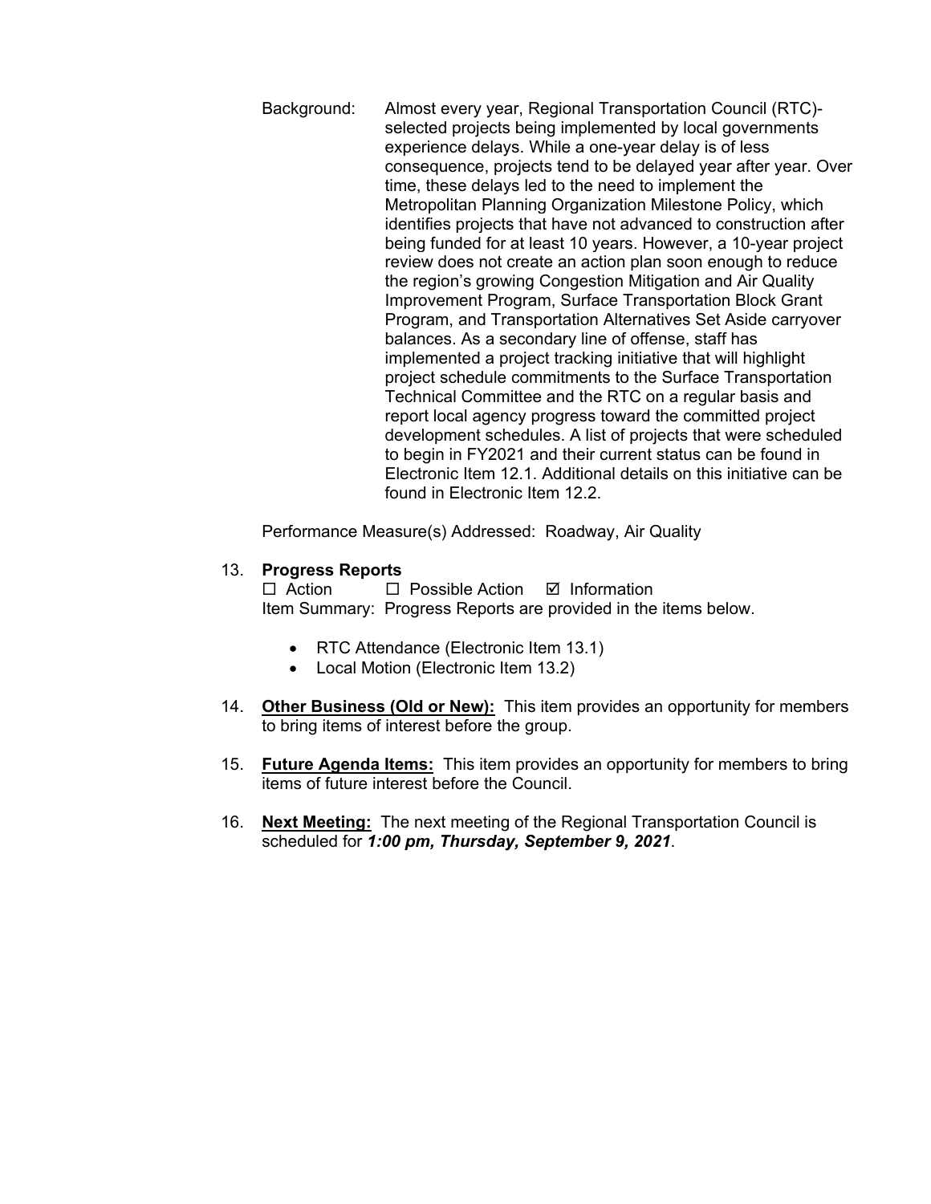Background: Almost every year, Regional Transportation Council (RTC)-selected projects being implemented by local governments experience delays. While a one-year delay is of less consequence, projects tend to be delayed year after year. Over time, these delays led to the need to implement the Metropolitan Planning Organization Milestone Policy, which identifies projects that have not advanced to construction after being funded for at least 10 years. However, a 10-year project review does not create an action plan soon enough to reduce the region's growing Congestion Mitigation and Air Quality Improvement Program, Surface Transportation Block Grant Program, and Transportation Alternatives Set Aside carryover balances. As a secondary line of offense, staff has implemented a project tracking initiative that will highlight project schedule commitments to the Surface Transportation Technical Committee and the RTC on a regular basis and report local agency progress toward the committed project development schedules. A list of projects that were scheduled to begin in FY2021 and their current status can be found in Electronic Item 12.1. Additional details on this initiative can be found in Electronic Item 12.2.

Performance Measure(s) Addressed: Roadway, Air Quality

13. **Progress Reports**
   ☐ Action ☐ Possible Action ☑ Information
   Item Summary: Progress Reports are provided in the items below.

   - RTC Attendance (Electronic Item 13.1)
   - Local Motion (Electronic Item 13.2)

14. **Other Business (Old or New):** This item provides an opportunity for members to bring items of interest before the group.

15. **Future Agenda Items:** This item provides an opportunity for members to bring items of future interest before the Council.

16. **Next Meeting:** The next meeting of the Regional Transportation Council is scheduled for ***1:00 pm, Thursday, September 9, 2021***.